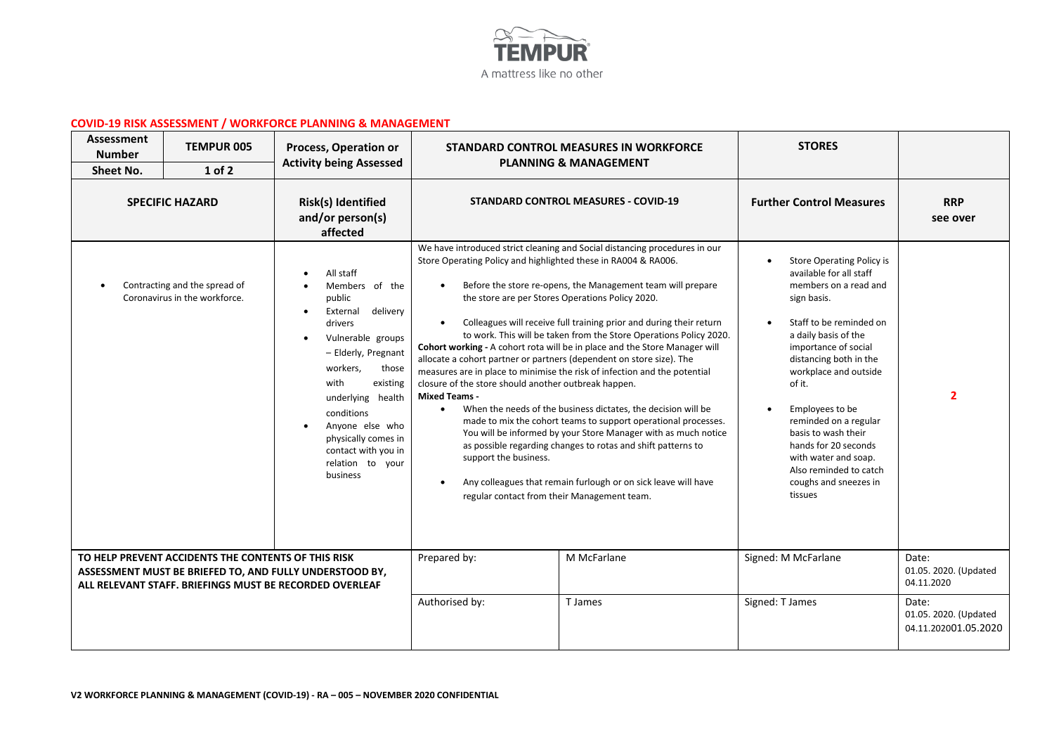TEMPUR

A mattress like no other

## COVID-19 RISK ASSESSMENT / WORKFORCE PLANNING & MANAGEMENT

| Assessment Number | TEMPUR 005 | Process, Operation or Activity being Assessed | STANDARD CONTROL MEASURES IN WORKFORCE PLANNING & MANAGEMENT | | STORES | |
|---|---|---|---|---|---|---|
| Sheet No. | 1 of 2 | | | | | |
| SPECIFIC HAZARD | | Risk(s) Identified and/or person(s) affected | STANDARD CONTROL MEASURES - COVID-19 | | Further Control Measures | RRP see over |
| • Contracting and the spread of Coronavirus in the workforce. | | • All staff<br>• Members of the public<br>• External delivery drivers<br>• Vulnerable groups – Elderly, Pregnant workers, those with existing underlying health conditions<br>• Anyone else who physically comes in contact with you in relation to your business | We have introduced strict cleaning and Social distancing procedures in our Store Operating Policy and highlighted these in RA004 & RA006.<br>• Before the store re-opens, the Management team will prepare the store are per Stores Operations Policy 2020.<br>• Colleagues will receive full training prior and during their return to work. This will be taken from the Store Operations Policy 2020.<br>**Cohort working -** A cohort rota will be in place and the Store Manager will allocate a cohort partner or partners (dependent on store size). The measures are in place to minimise the risk of infection and the potential closure of the store should another outbreak happen.<br>**Mixed Teams -**<br>• When the needs of the business dictates, the decision will be made to mix the cohort teams to support operational processes. You will be informed by your Store Manager with as much notice as possible regarding changes to rotas and shift patterns to support the business.<br>• Any colleagues that remain furlough or on sick leave will have regular contact from their Management team. | | • Store Operating Policy is available for all staff members on a read and sign basis.<br>• Staff to be reminded on a daily basis of the importance of social distancing both in the workplace and outside of it.<br>• Employees to be reminded on a regular basis to wash their hands for 20 seconds with water and soap. Also reminded to catch coughs and sneezes in tissues | 2 |
| **TO HELP PREVENT ACCIDENTS THE CONTENTS OF THIS RISK ASSESSMENT MUST BE BRIEFED TO, AND FULLY UNDERSTOOD BY, ALL RELEVANT STAFF. BRIEFINGS MUST BE RECORDED OVERLEAF** | | | Prepared by: | M McFarlane | Signed: M McFarlane | Date: 01.05. 2020. (Updated 04.11.2020 |
| | | | Authorised by: | T James | Signed: T James | Date: 01.05. 2020. (Updated 04.11.202001.05.2020 |

**V2 WORKFORCE PLANNING & MANAGEMENT (COVID-19) - RA – 005 – NOVEMBER 2020 CONFIDENTIAL**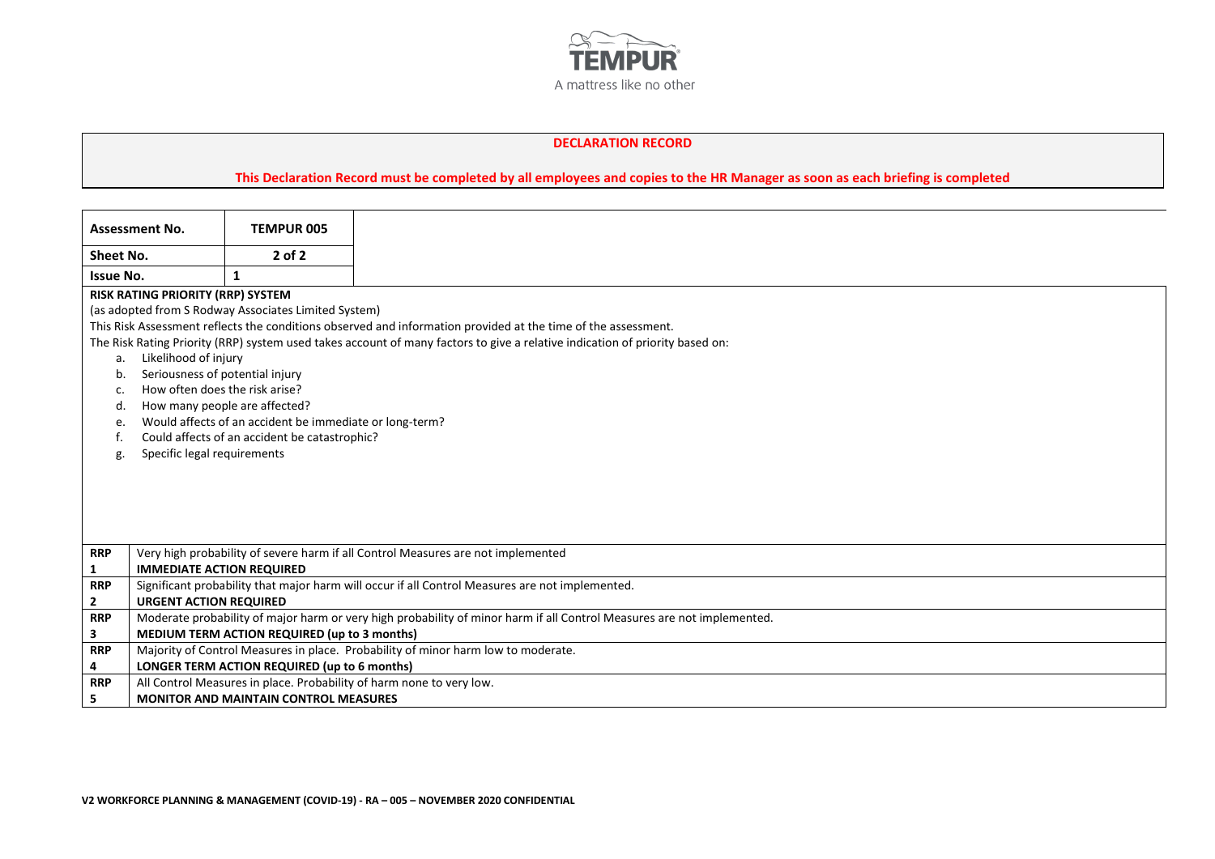TEMPUR

A mattress like no other

**DECLARATION RECORD**

**This Declaration Record must be completed by all employees and copies to the HR Manager as soon as each briefing is completed**

| | |
|---|---|
| **Assessment No.** | **TEMPUR 005** |
| **Sheet No.** | **2 of 2** |
| **Issue No.** | **1** |

**RISK RATING PRIORITY (RRP) SYSTEM**

(as adopted from S Rodway Associates Limited System)

This Risk Assessment reflects the conditions observed and information provided at the time of the assessment.

The Risk Rating Priority (RRP) system used takes account of many factors to give a relative indication of priority based on:

a. Likelihood of injury
b. Seriousness of potential injury
c. How often does the risk arise?
d. How many people are affected?
e. Would affects of an accident be immediate or long-term?
f. Could affects of an accident be catastrophic?
g. Specific legal requirements

| | |
|---|---|
| **RRP 1** | Very high probability of severe harm if all Control Measures are not implemented<br>**IMMEDIATE ACTION REQUIRED** |
| **RRP 2** | Significant probability that major harm will occur if all Control Measures are not implemented.<br>**URGENT ACTION REQUIRED** |
| **RRP 3** | Moderate probability of major harm or very high probability of minor harm if all Control Measures are not implemented.<br>**MEDIUM TERM ACTION REQUIRED (up to 3 months)** |
| **RRP 4** | Majority of Control Measures in place. Probability of minor harm low to moderate.<br>**LONGER TERM ACTION REQUIRED (up to 6 months)** |
| **RRP 5** | All Control Measures in place. Probability of harm none to very low.<br>**MONITOR AND MAINTAIN CONTROL MEASURES** |